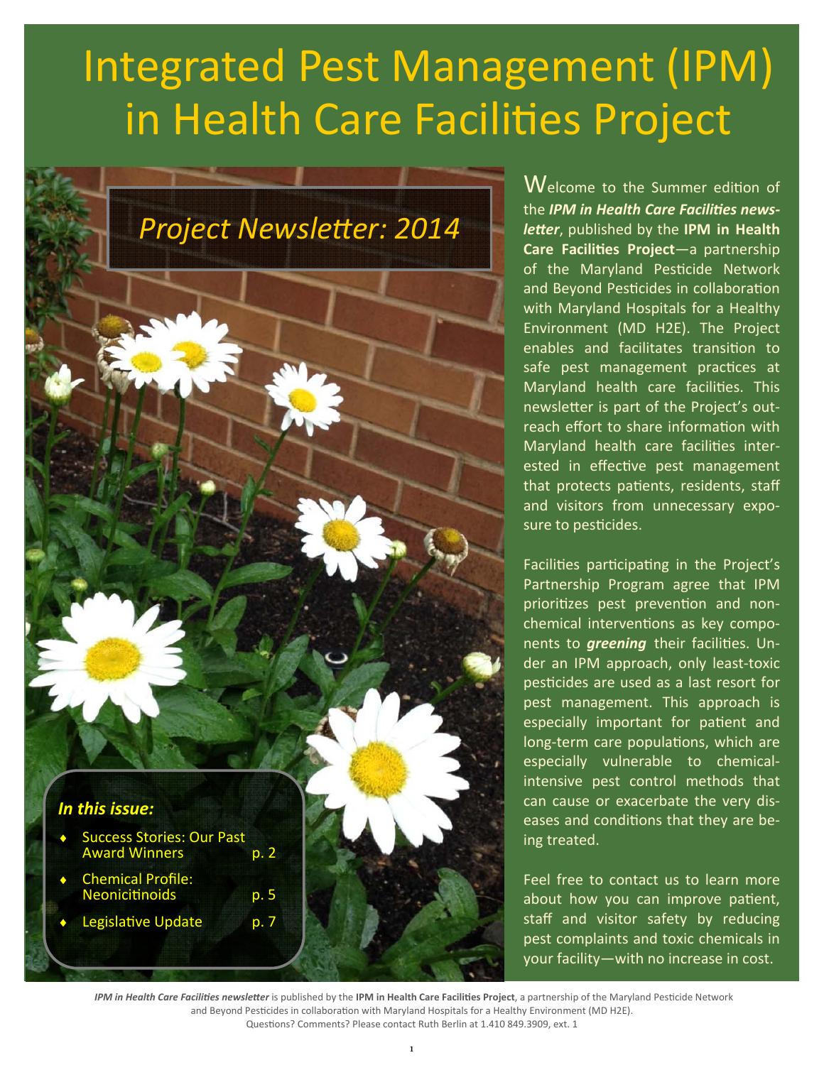# Integrated Pest Management (IPM) in Health Care Facilities Project

## *Project Newsletter: 2014*

### *In this issue:*

- Success Stories: Our Past Award Winners — p. 2
- Chemical Profile: Neonicitinoids — p. 5
- Legislative Update — p. 7

Welcome to the Summer edition of the ***IPM in Health Care Facilities newsletter***, published by the **IPM in Health Care Facilities Project**—a partnership of the Maryland Pesticide Network and Beyond Pesticides in collaboration with Maryland Hospitals for a Healthy Environment (MD H2E). The Project enables and facilitates transition to safe pest management practices at Maryland health care facilities. This newsletter is part of the Project's outreach effort to share information with Maryland health care facilities interested in effective pest management that protects patients, residents, staff and visitors from unnecessary exposure to pesticides.

Facilities participating in the Project's Partnership Program agree that IPM prioritizes pest prevention and non-chemical interventions as key components to ***greening*** their facilities. Under an IPM approach, only least-toxic pesticides are used as a last resort for pest management. This approach is especially important for patient and long-term care populations, which are especially vulnerable to chemical-intensive pest control methods that can cause or exacerbate the very diseases and conditions that they are being treated.

Feel free to contact us to learn more about how you can improve patient, staff and visitor safety by reducing pest complaints and toxic chemicals in your facility—with no increase in cost.

***IPM in Health Care Facilities newsletter*** is published by the **IPM in Health Care Facilities Project**, a partnership of the Maryland Pesticide Network and Beyond Pesticides in collaboration with Maryland Hospitals for a Healthy Environment (MD H2E). Questions? Comments? Please contact Ruth Berlin at 1.410 849.3909, ext. 1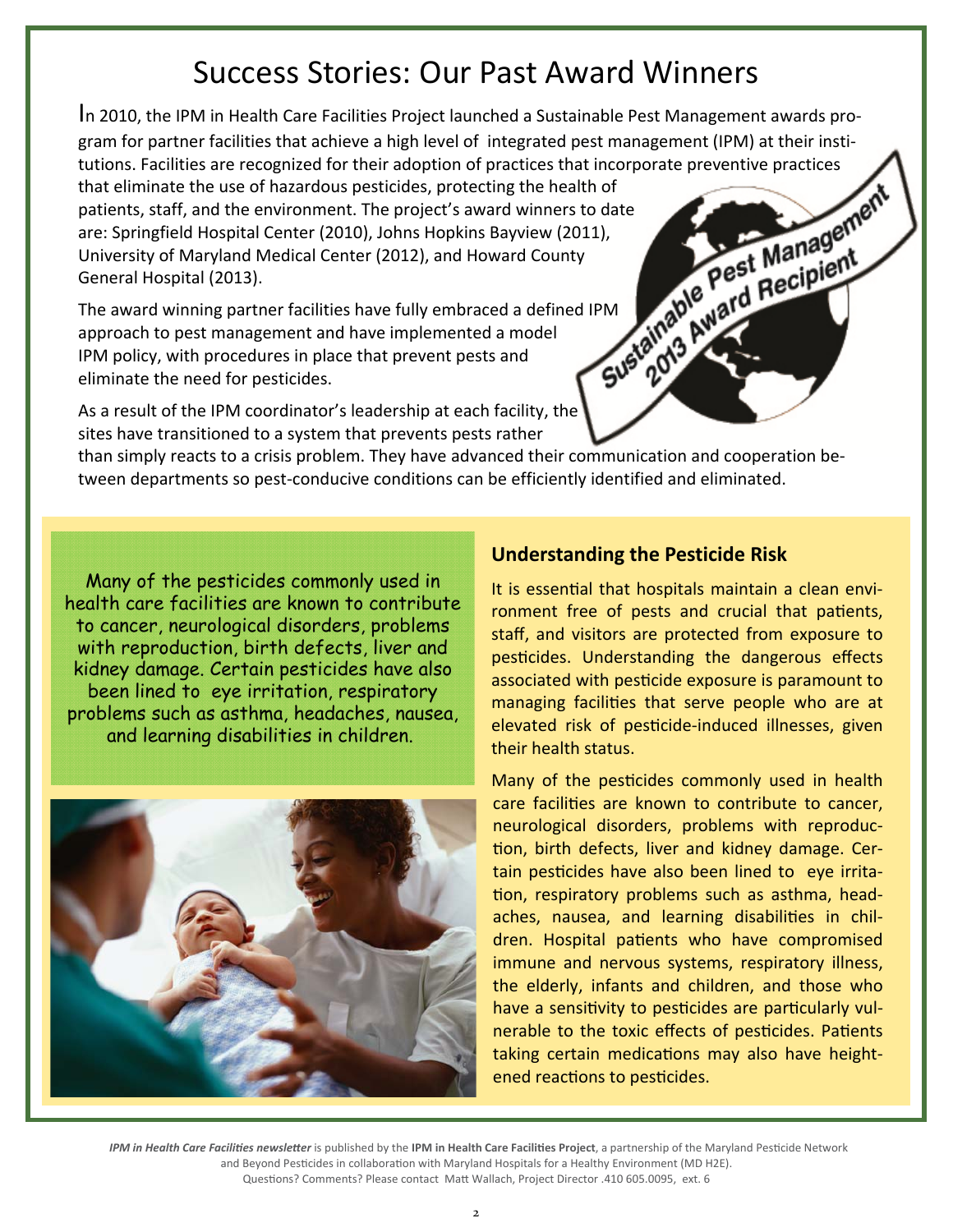# Success Stories: Our Past Award Winners

In 2010, the IPM in Health Care Facilities Project launched a Sustainable Pest Management awards program for partner facilities that achieve a high level of integrated pest management (IPM) at their institutions. Facilities are recognized for their adoption of practices that incorporate preventive practices that eliminate the use of hazardous pesticides, protecting the health of patients, staff, and the environment. The project's award winners to date are: Springfield Hospital Center (2010), Johns Hopkins Bayview (2011), University of Maryland Medical Center (2012), and Howard County General Hospital (2013).

The award winning partner facilities have fully embraced a defined IPM approach to pest management and have implemented a model IPM policy, with procedures in place that prevent pests and eliminate the need for pesticides.

As a result of the IPM coordinator's leadership at each facility, the sites have transitioned to a system that prevents pests rather than simply reacts to a crisis problem. They have advanced their communication and cooperation between departments so pest-conducive conditions can be efficiently identified and eliminated.

Sustainable Pest Management 2013 Award Recipient

Many of the pesticides commonly used in health care facilities are known to contribute to cancer, neurological disorders, problems with reproduction, birth defects, liver and kidney damage. Certain pesticides have also been lined to eye irritation, respiratory problems such as asthma, headaches, nausea, and learning disabilities in children.

## Understanding the Pesticide Risk

It is essential that hospitals maintain a clean environment free of pests and crucial that patients, staff, and visitors are protected from exposure to pesticides. Understanding the dangerous effects associated with pesticide exposure is paramount to managing facilities that serve people who are at elevated risk of pesticide-induced illnesses, given their health status.

Many of the pesticides commonly used in health care facilities are known to contribute to cancer, neurological disorders, problems with reproduction, birth defects, liver and kidney damage. Certain pesticides have also been lined to eye irritation, respiratory problems such as asthma, headaches, nausea, and learning disabilities in children. Hospital patients who have compromised immune and nervous systems, respiratory illness, the elderly, infants and children, and those who have a sensitivity to pesticides are particularly vulnerable to the toxic effects of pesticides. Patients taking certain medications may also have heightened reactions to pesticides.

*IPM in Health Care Facilities newsletter* is published by the **IPM in Health Care Facilities Project**, a partnership of the Maryland Pesticide Network and Beyond Pesticides in collaboration with Maryland Hospitals for a Healthy Environment (MD H2E). Questions? Comments? Please contact Matt Wallach, Project Director .410 605.0095, ext. 6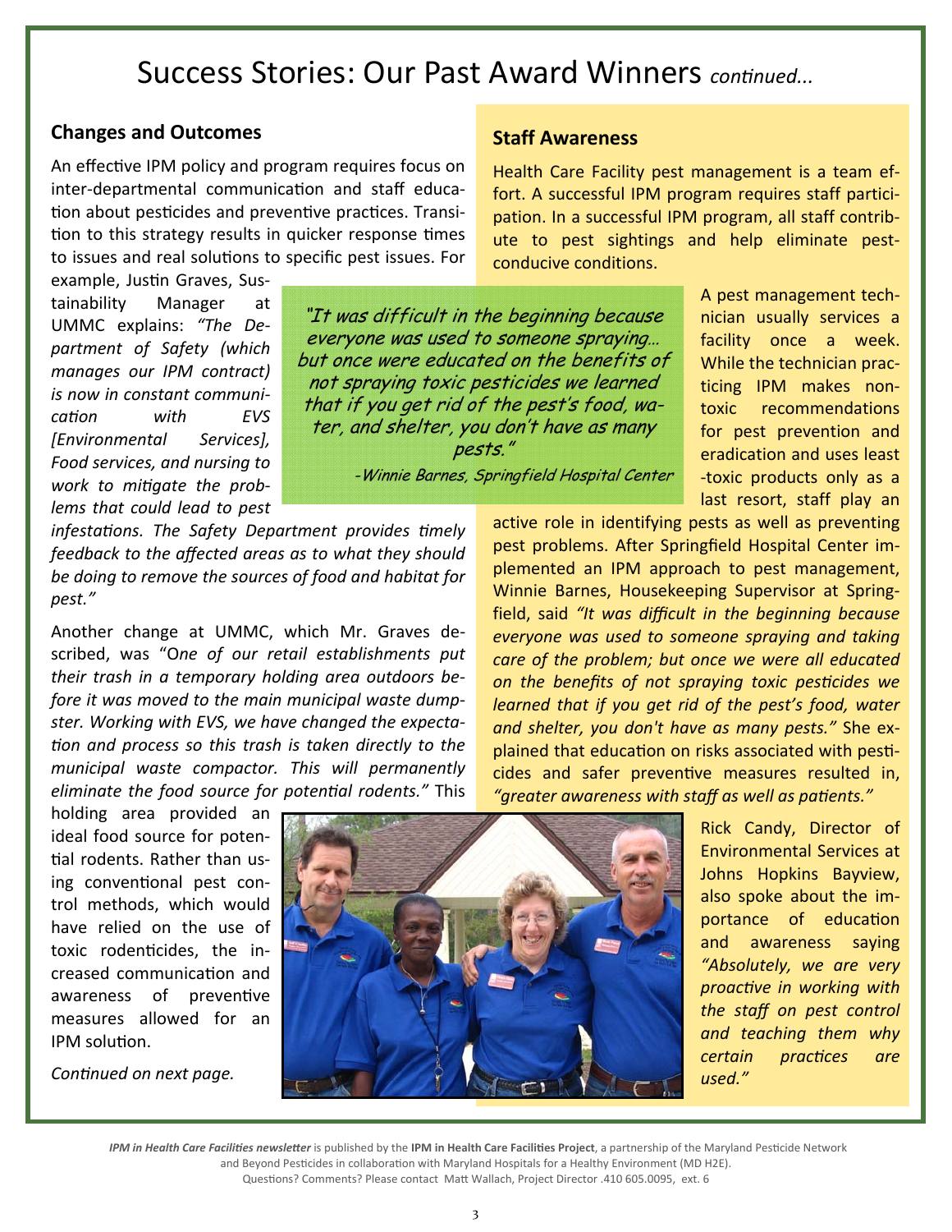# Success Stories: Our Past Award Winners *continued...*

## Changes and Outcomes

An effective IPM policy and program requires focus on inter-departmental communication and staff education about pesticides and preventive practices. Transition to this strategy results in quicker response times to issues and real solutions to specific pest issues. For example, Justin Graves, Sustainability Manager at UMMC explains: *"The Department of Safety (which manages our IPM contract) is now in constant communication with EVS [Environmental Services], Food services, and nursing to work to mitigate the problems that could lead to pest infestations. The Safety Department provides timely feedback to the affected areas as to what they should be doing to remove the sources of food and habitat for pest."*

Another change at UMMC, which Mr. Graves described, was "*One of our retail establishments put their trash in a temporary holding area outdoors before it was moved to the main municipal waste dumpster. Working with EVS, we have changed the expectation and process so this trash is taken directly to the municipal waste compactor. This will permanently eliminate the food source for potential rodents."* This holding area provided an ideal food source for potential rodents. Rather than using conventional pest control methods, which would have relied on the use of toxic rodenticides, the increased communication and awareness of preventive measures allowed for an IPM solution.

*Continued on next page.*

> *"It was difficult in the beginning because everyone was used to someone spraying… but once were educated on the benefits of not spraying toxic pesticides we learned that if you get rid of the pest's food, water, and shelter, you don't have as many pests."*
>
> *-Winnie Barnes, Springfield Hospital Center*

## Staff Awareness

Health Care Facility pest management is a team effort. A successful IPM program requires staff participation. In a successful IPM program, all staff contribute to pest sightings and help eliminate pest-conducive conditions.

A pest management technician usually services a facility once a week. While the technician practicing IPM makes non-toxic recommendations for pest prevention and eradication and uses least-toxic products only as a last resort, staff play an active role in identifying pests as well as preventing pest problems. After Springfield Hospital Center implemented an IPM approach to pest management, Winnie Barnes, Housekeeping Supervisor at Springfield, said *"It was difficult in the beginning because everyone was used to someone spraying and taking care of the problem; but once we were all educated on the benefits of not spraying toxic pesticides we learned that if you get rid of the pest's food, water and shelter, you don't have as many pests."* She explained that education on risks associated with pesticides and safer preventive measures resulted in, *"greater awareness with staff as well as patients."*

Rick Candy, Director of Environmental Services at Johns Hopkins Bayview, also spoke about the importance of education and awareness saying *"Absolutely, we are very proactive in working with the staff on pest control and teaching them why certain practices are used."*

***IPM in Health Care Facilities newsletter*** is published by the **IPM in Health Care Facilities Project**, a partnership of the Maryland Pesticide Network and Beyond Pesticides in collaboration with Maryland Hospitals for a Healthy Environment (MD H2E).
Questions? Comments? Please contact Matt Wallach, Project Director .410 605.0095, ext. 6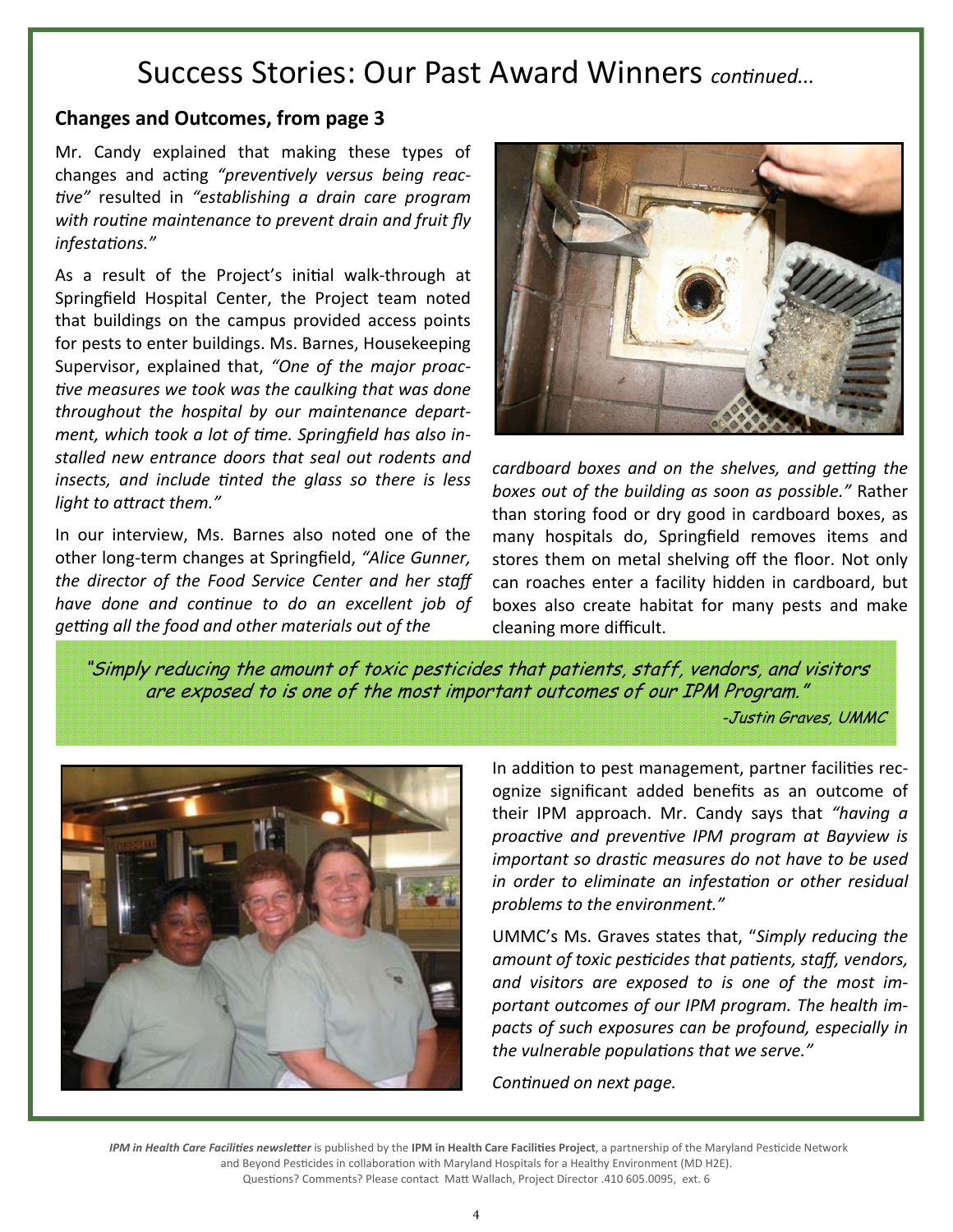# Success Stories: Our Past Award Winners *continued...*

## Changes and Outcomes, from page 3

Mr. Candy explained that making these types of changes and acting *"preventively versus being reactive"* resulted in *"establishing a drain care program with routine maintenance to prevent drain and fruit fly infestations."*

As a result of the Project's initial walk-through at Springfield Hospital Center, the Project team noted that buildings on the campus provided access points for pests to enter buildings. Ms. Barnes, Housekeeping Supervisor, explained that, *"One of the major proactive measures we took was the caulking that was done throughout the hospital by our maintenance department, which took a lot of time. Springfield has also installed new entrance doors that seal out rodents and insects, and include tinted the glass so there is less light to attract them."*

In our interview, Ms. Barnes also noted one of the other long-term changes at Springfield, *"Alice Gunner, the director of the Food Service Center and her staff have done and continue to do an excellent job of getting all the food and other materials out of the cardboard boxes and on the shelves, and getting the boxes out of the building as soon as possible."* Rather than storing food or dry good in cardboard boxes, as many hospitals do, Springfield removes items and stores them on metal shelving off the floor. Not only can roaches enter a facility hidden in cardboard, but boxes also create habitat for many pests and make cleaning more difficult.

> *"Simply reducing the amount of toxic pesticides that patients, staff, vendors, and visitors are exposed to is one of the most important outcomes of our IPM Program."*
>
> *-Justin Graves, UMMC*

In addition to pest management, partner facilities recognize significant added benefits as an outcome of their IPM approach. Mr. Candy says that *"having a proactive and preventive IPM program at Bayview is important so drastic measures do not have to be used in order to eliminate an infestation or other residual problems to the environment."*

UMMC's Ms. Graves states that, "*Simply reducing the amount of toxic pesticides that patients, staff, vendors, and visitors are exposed to is one of the most important outcomes of our IPM program. The health impacts of such exposures can be profound, especially in the vulnerable populations that we serve."*

*Continued on next page.*

***IPM in Health Care Facilities newsletter*** is published by the **IPM in Health Care Facilities Project**, a partnership of the Maryland Pesticide Network and Beyond Pesticides in collaboration with Maryland Hospitals for a Healthy Environment (MD H2E). Questions? Comments? Please contact Matt Wallach, Project Director .410 605.0095, ext. 6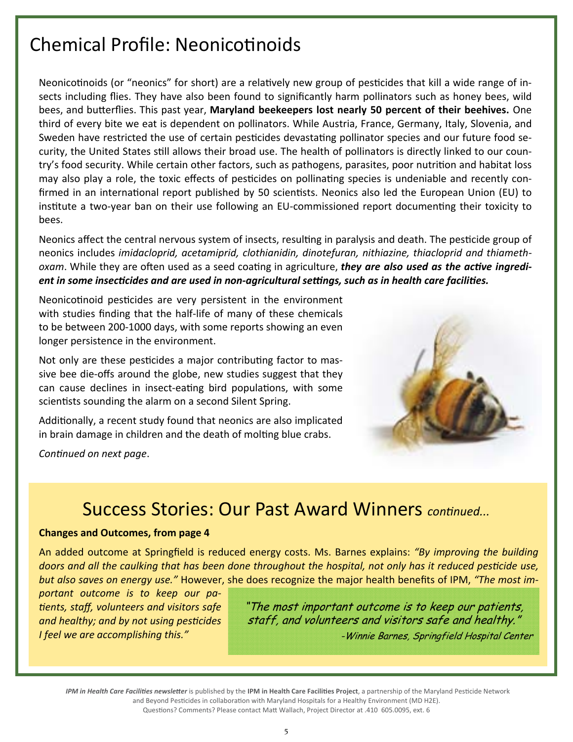# Chemical Profile: Neonicotinoids

Neonicotinoids (or "neonics" for short) are a relatively new group of pesticides that kill a wide range of insects including flies. They have also been found to significantly harm pollinators such as honey bees, wild bees, and butterflies. This past year, **Maryland beekeepers lost nearly 50 percent of their beehives.** One third of every bite we eat is dependent on pollinators. While Austria, France, Germany, Italy, Slovenia, and Sweden have restricted the use of certain pesticides devastating pollinator species and our future food security, the United States still allows their broad use. The health of pollinators is directly linked to our country's food security. While certain other factors, such as pathogens, parasites, poor nutrition and habitat loss may also play a role, the toxic effects of pesticides on pollinating species is undeniable and recently confirmed in an international report published by 50 scientists. Neonics also led the European Union (EU) to institute a two-year ban on their use following an EU-commissioned report documenting their toxicity to bees.

Neonics affect the central nervous system of insects, resulting in paralysis and death. The pesticide group of neonics includes *imidacloprid, acetamiprid, clothianidin, dinotefuran, nithiazine, thiacloprid and thiamethoxam*. While they are often used as a seed coating in agriculture, ***they are also used as the active ingredient in some insecticides and are used in non-agricultural settings, such as in health care facilities.***

Neonicotinoid pesticides are very persistent in the environment with studies finding that the half-life of many of these chemicals to be between 200-1000 days, with some reports showing an even longer persistence in the environment.

Not only are these pesticides a major contributing factor to massive bee die-offs around the globe, new studies suggest that they can cause declines in insect-eating bird populations, with some scientists sounding the alarm on a second Silent Spring.

Additionally, a recent study found that neonics are also implicated in brain damage in children and the death of molting blue crabs.

*Continued on next page*.

# Success Stories: Our Past Award Winners *continued...*

**Changes and Outcomes, from page 4**

An added outcome at Springfield is reduced energy costs. Ms. Barnes explains: *"By improving the building doors and all the caulking that has been done throughout the hospital, not only has it reduced pesticide use, but also saves on energy use."* However, she does recognize the major health benefits of IPM, *"The most important outcome is to keep our patients, staff, volunteers and visitors safe and healthy; and by not using pesticides I feel we are accomplishing this."*

> *"The most important outcome is to keep our patients, staff, and volunteers and visitors safe and healthy."*
>
> *-Winnie Barnes, Springfield Hospital Center*

***IPM in Health Care Facilities newsletter*** is published by the **IPM in Health Care Facilities Project**, a partnership of the Maryland Pesticide Network and Beyond Pesticides in collaboration with Maryland Hospitals for a Healthy Environment (MD H2E). Questions? Comments? Please contact Matt Wallach, Project Director at .410 605.0095, ext. 6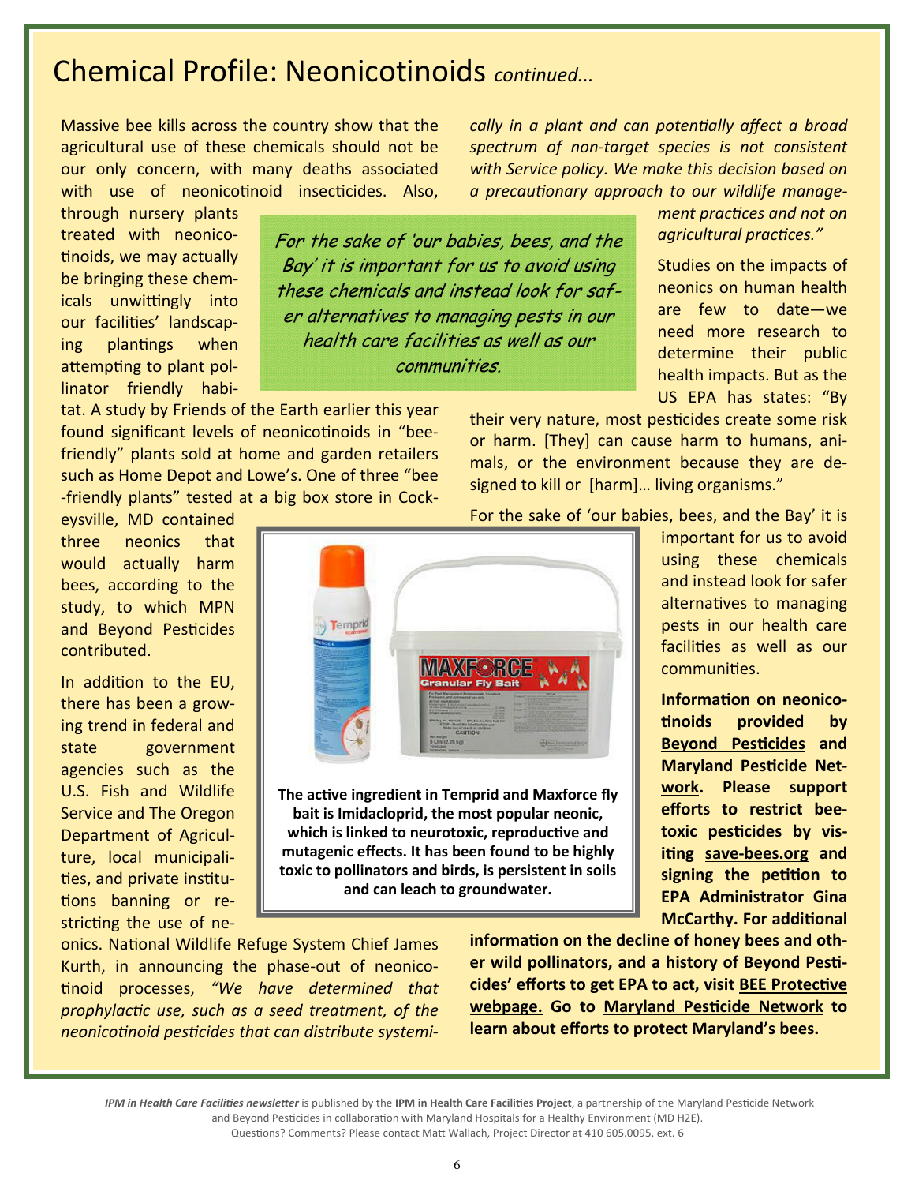# Chemical Profile: Neonicotinoids *continued...*

Massive bee kills across the country show that the agricultural use of these chemicals should not be our only concern, with many deaths associated with use of neonicotinoid insecticides. Also, through nursery plants treated with neonicotinoids, we may actually be bringing these chemicals unwittingly into our facilities' landscaping plantings when attempting to plant pollinator friendly habitat. A study by Friends of the Earth earlier this year found significant levels of neonicotinoids in "bee-friendly" plants sold at home and garden retailers such as Home Depot and Lowe's. One of three "bee-friendly plants" tested at a big box store in Cockeysville, MD contained three neonics that would actually harm bees, according to the study, to which MPN and Beyond Pesticides contributed.

*For the sake of 'our babies, bees, and the Bay' it is important for us to avoid using these chemicals and instead look for safer alternatives to managing pests in our health care facilities as well as our communities.*

In addition to the EU, there has been a growing trend in federal and state government agencies such as the U.S. Fish and Wildlife Service and The Oregon Department of Agriculture, local municipalities, and private institutions banning or restricting the use of neonics. National Wildlife Refuge System Chief James Kurth, in announcing the phase-out of neonicotinoid processes, *"We have determined that prophylactic use, such as a seed treatment, of the neonicotinoid pesticides that can distribute systemically in a plant and can potentially affect a broad spectrum of non-target species is not consistent with Service policy. We make this decision based on a precautionary approach to our wildlife management practices and not on agricultural practices."*

Studies on the impacts of neonics on human health are few to date—we need more research to determine their public health impacts. But as the US EPA has states: "By their very nature, most pesticides create some risk or harm. [They] can cause harm to humans, animals, or the environment because they are designed to kill or [harm]… living organisms."

**The active ingredient in Temprid and Maxforce fly bait is Imidacloprid, the most popular neonic, which is linked to neurotoxic, reproductive and mutagenic effects. It has been found to be highly toxic to pollinators and birds, is persistent in soils and can leach to groundwater.**

For the sake of 'our babies, bees, and the Bay' it is important for us to avoid using these chemicals and instead look for safer alternatives to managing pests in our health care facilities as well as our communities.

**Information on neonicotinoids provided by Beyond Pesticides and Maryland Pesticide Network. Please support efforts to restrict bee-toxic pesticides by visiting save-bees.org and signing the petition to EPA Administrator Gina McCarthy. For additional information on the decline of honey bees and other wild pollinators, and a history of Beyond Pesticides' efforts to get EPA to act, visit BEE Protective webpage. Go to Maryland Pesticide Network to learn about efforts to protect Maryland's bees.**

*IPM in Health Care Facilities newsletter* is published by the **IPM in Health Care Facilities Project**, a partnership of the Maryland Pesticide Network and Beyond Pesticides in collaboration with Maryland Hospitals for a Healthy Environment (MD H2E). Questions? Comments? Please contact Matt Wallach, Project Director at 410 605.0095, ext. 6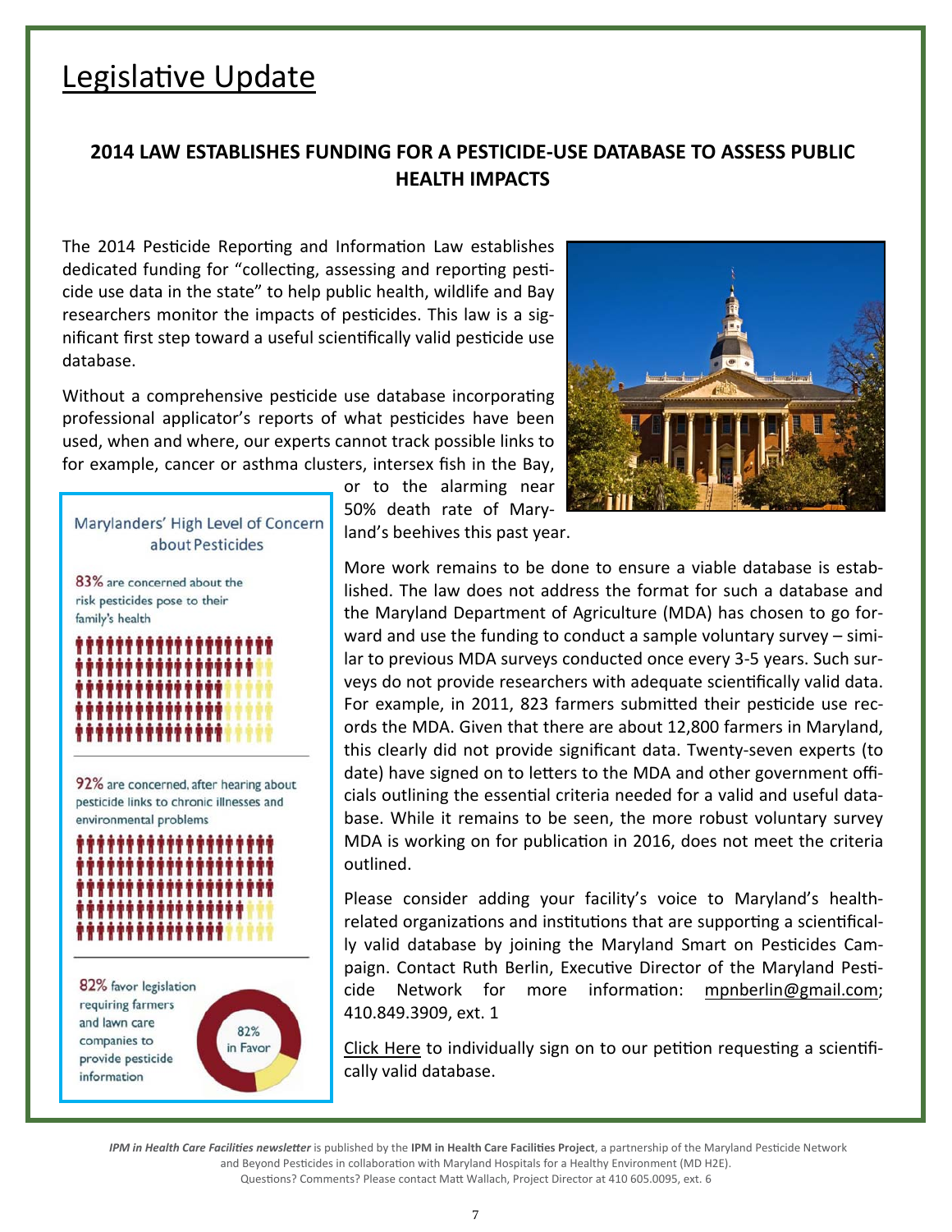# Legislative Update

## 2014 LAW ESTABLISHES FUNDING FOR A PESTICIDE-USE DATABASE TO ASSESS PUBLIC HEALTH IMPACTS

The 2014 Pesticide Reporting and Information Law establishes dedicated funding for "collecting, assessing and reporting pesticide use data in the state" to help public health, wildlife and Bay researchers monitor the impacts of pesticides. This law is a significant first step toward a useful scientifically valid pesticide use database.

Without a comprehensive pesticide use database incorporating professional applicator's reports of what pesticides have been used, when and where, our experts cannot track possible links to for example, cancer or asthma clusters, intersex fish in the Bay, or to the alarming near 50% death rate of Maryland's beehives this past year.

More work remains to be done to ensure a viable database is established. The law does not address the format for such a database and the Maryland Department of Agriculture (MDA) has chosen to go forward and use the funding to conduct a sample voluntary survey – similar to previous MDA surveys conducted once every 3-5 years. Such surveys do not provide researchers with adequate scientifically valid data. For example, in 2011, 823 farmers submitted their pesticide use records the MDA. Given that there are about 12,800 farmers in Maryland, this clearly did not provide significant data. Twenty-seven experts (to date) have signed on to letters to the MDA and other government officials outlining the essential criteria needed for a valid and useful database. While it remains to be seen, the more robust voluntary survey MDA is working on for publication in 2016, does not meet the criteria outlined.

Please consider adding your facility's voice to Maryland's health-related organizations and institutions that are supporting a scientifically valid database by joining the Maryland Smart on Pesticides Campaign. Contact Ruth Berlin, Executive Director of the Maryland Pesticide Network for more information: mpnberlin@gmail.com; 410.849.3909, ext. 1

Click Here to individually sign on to our petition requesting a scientifically valid database.

### Marylanders' High Level of Concern about Pesticides

83% are concerned about the risk pesticides pose to their family's health

92% are concerned, after hearing about pesticide links to chronic illnesses and environmental problems

82% favor legislation requiring farmers and lawn care companies to provide pesticide information

82% in Favor

*IPM in Health Care Facilities newsletter* is published by the **IPM in Health Care Facilities Project**, a partnership of the Maryland Pesticide Network and Beyond Pesticides in collaboration with Maryland Hospitals for a Healthy Environment (MD H2E). Questions? Comments? Please contact Matt Wallach, Project Director at 410 605.0095, ext. 6